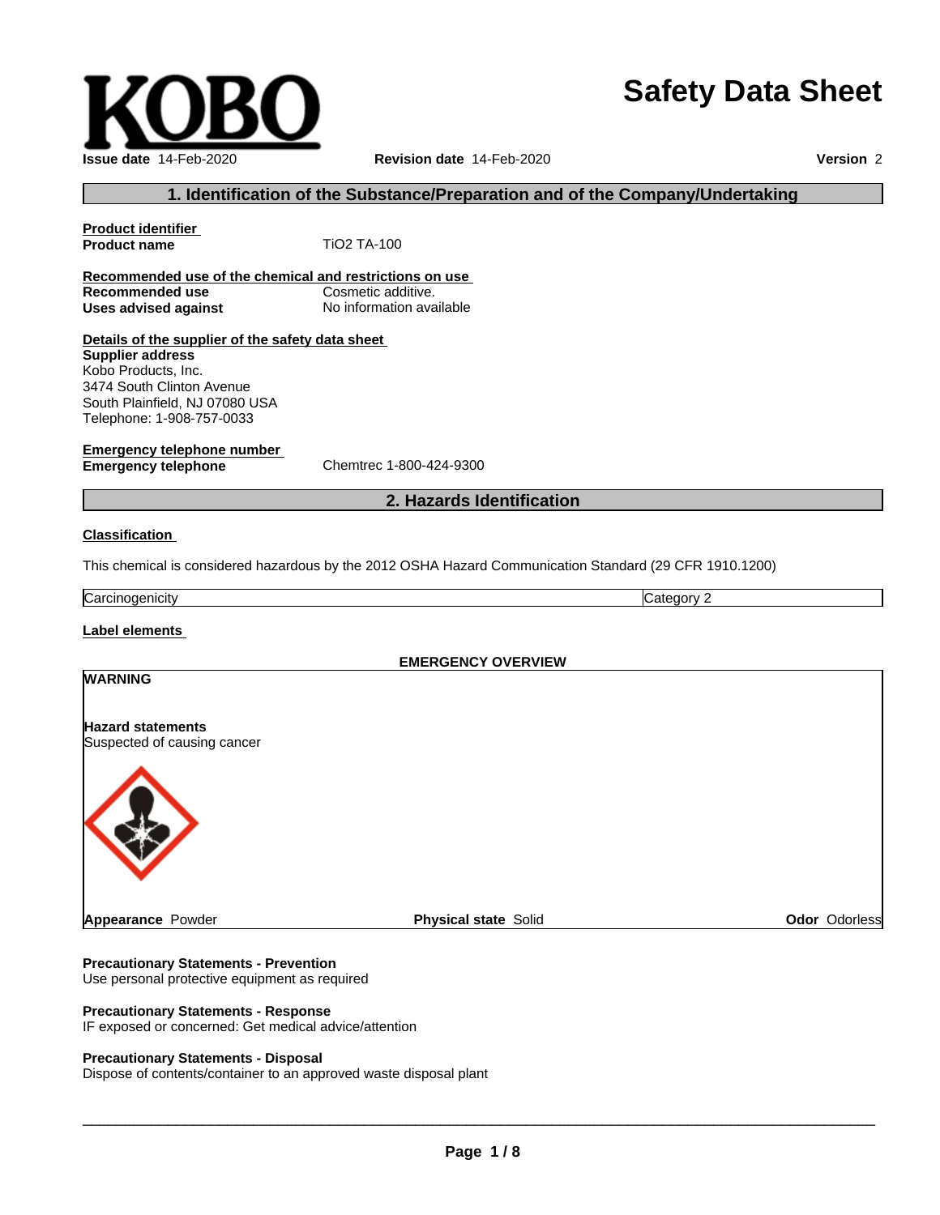KOBO

# Safety Data Sheet

**Issue date** 14-Feb-2020 **Revision date** 14-Feb-2020 **Version** 2

## 1. Identification of the Substance/Preparation and of the Company/Undertaking

**Product identifier**

**Product name** TiO2 TA-100

**Recommended use of the chemical and restrictions on use**

**Recommended use** Cosmetic additive.

**Uses advised against** No information available

**Details of the supplier of the safety data sheet**

**Supplier address**
Kobo Products, Inc.
3474 South Clinton Avenue
South Plainfield, NJ 07080 USA
Telephone: 1-908-757-0033

**Emergency telephone number**

**Emergency telephone** Chemtrec 1-800-424-9300

## 2. Hazards Identification

**Classification**

This chemical is considered hazardous by the 2012 OSHA Hazard Communication Standard (29 CFR 1910.1200)

| Carcinogenicity | Category 2 |
|---|---|

**Label elements**

**EMERGENCY OVERVIEW**

**WARNING**

**Hazard statements**
Suspected of causing cancer

**Appearance** Powder **Physical state** Solid **Odor** Odorless

**Precautionary Statements - Prevention**
Use personal protective equipment as required

**Precautionary Statements - Response**
IF exposed or concerned: Get medical advice/attention

**Precautionary Statements - Disposal**
Dispose of contents/container to an approved waste disposal plant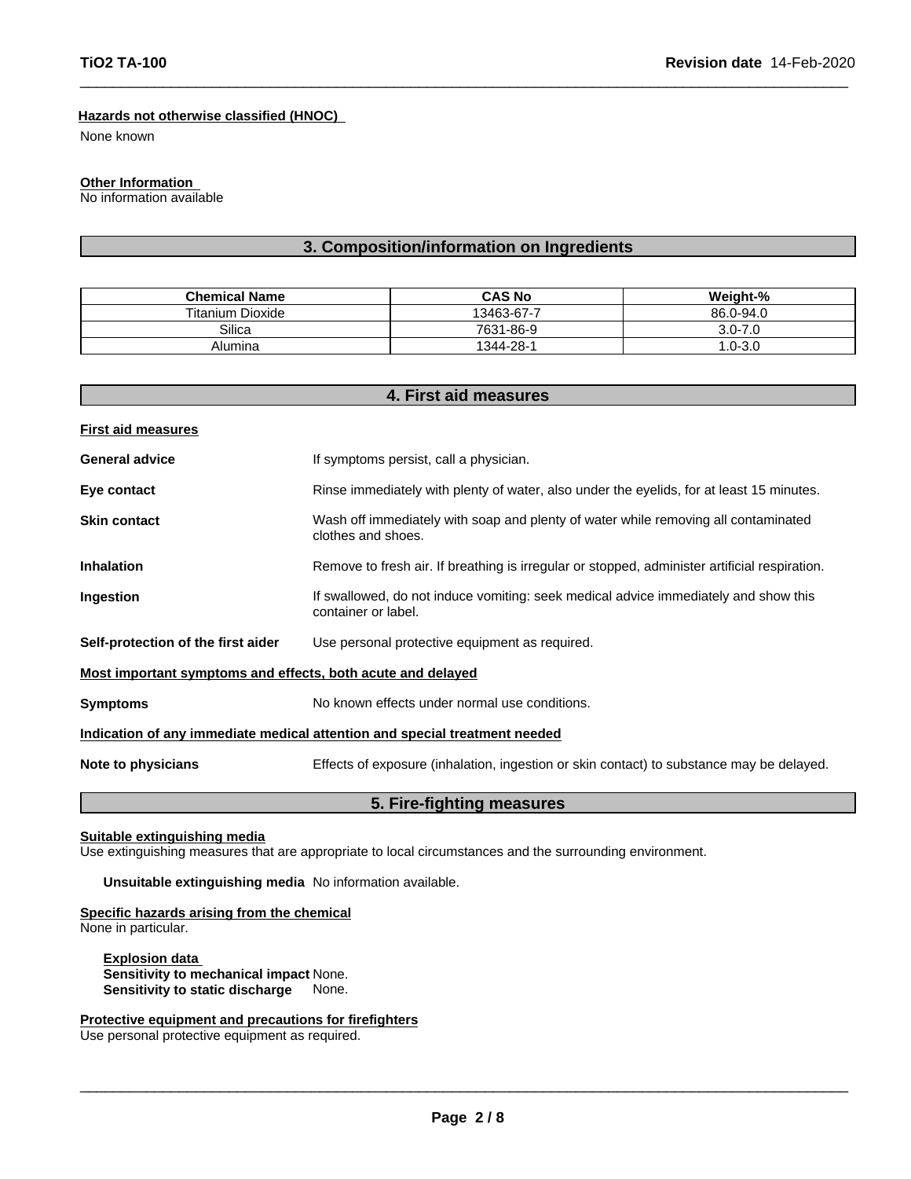**Hazards not otherwise classified (HNOC)**

None known

**Other Information**

No information available

## 3. Composition/information on Ingredients

| Chemical Name | CAS No | Weight-% |
|---|---|---|
| Titanium Dioxide | 13463-67-7 | 86.0-94.0 |
| Silica | 7631-86-9 | 3.0-7.0 |
| Alumina | 1344-28-1 | 1.0-3.0 |

## 4. First aid measures

**First aid measures**

**General advice** If symptoms persist, call a physician.

**Eye contact** Rinse immediately with plenty of water, also under the eyelids, for at least 15 minutes.

**Skin contact** Wash off immediately with soap and plenty of water while removing all contaminated clothes and shoes.

**Inhalation** Remove to fresh air. If breathing is irregular or stopped, administer artificial respiration.

**Ingestion** If swallowed, do not induce vomiting: seek medical advice immediately and show this container or label.

**Self-protection of the first aider** Use personal protective equipment as required.

**Most important symptoms and effects, both acute and delayed**

**Symptoms** No known effects under normal use conditions.

**Indication of any immediate medical attention and special treatment needed**

**Note to physicians** Effects of exposure (inhalation, ingestion or skin contact) to substance may be delayed.

## 5. Fire-fighting measures

**Suitable extinguishing media**

Use extinguishing measures that are appropriate to local circumstances and the surrounding environment.

**Unsuitable extinguishing media** No information available.

**Specific hazards arising from the chemical**

None in particular.

**Explosion data**

**Sensitivity to mechanical impact** None.

**Sensitivity to static discharge** None.

**Protective equipment and precautions for firefighters**

Use personal protective equipment as required.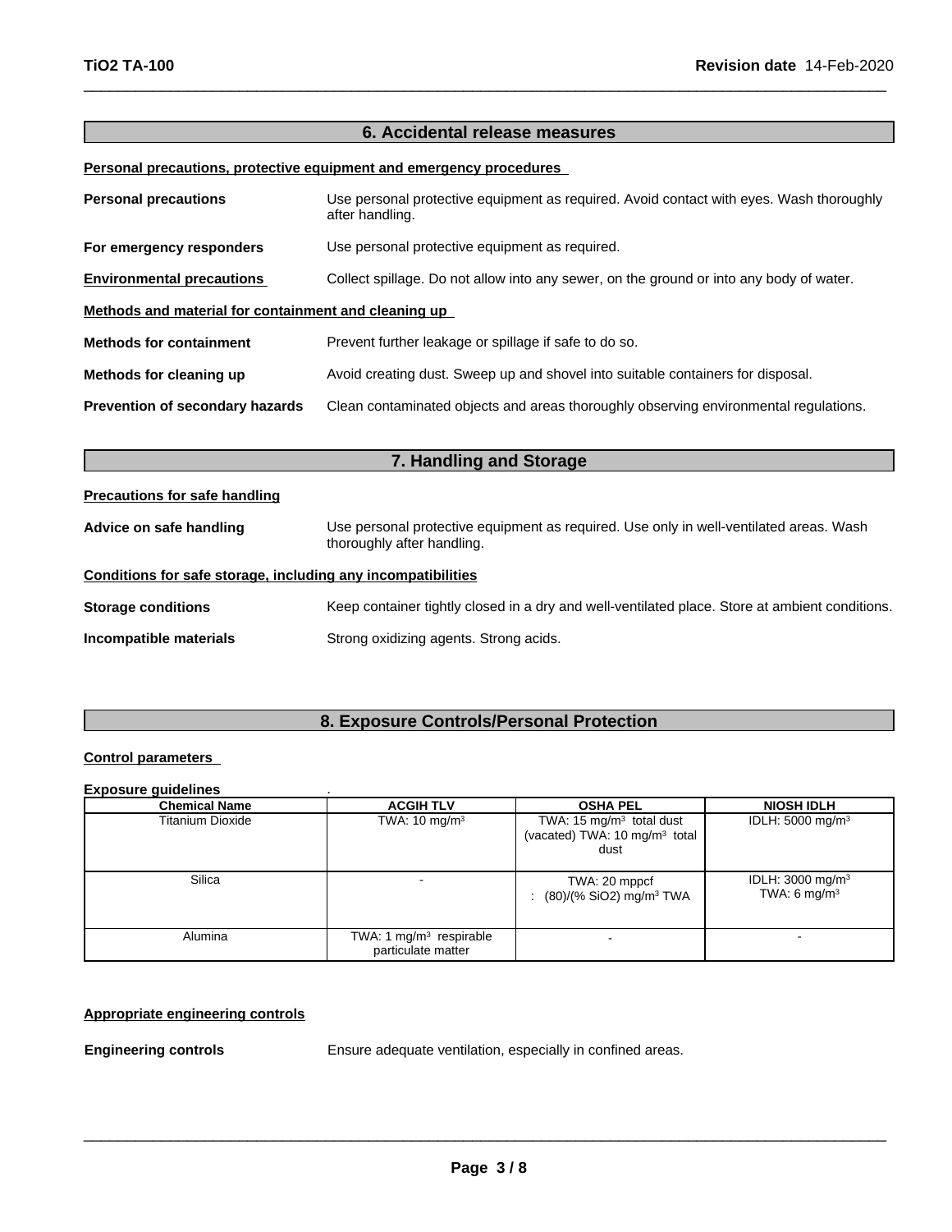## 6. Accidental release measures

**Personal precautions, protective equipment and emergency procedures**

**Personal precautions** Use personal protective equipment as required. Avoid contact with eyes. Wash thoroughly after handling.

**For emergency responders** Use personal protective equipment as required.

**Environmental precautions** Collect spillage. Do not allow into any sewer, on the ground or into any body of water.

**Methods and material for containment and cleaning up**

**Methods for containment** Prevent further leakage or spillage if safe to do so.

**Methods for cleaning up** Avoid creating dust. Sweep up and shovel into suitable containers for disposal.

**Prevention of secondary hazards** Clean contaminated objects and areas thoroughly observing environmental regulations.

## 7. Handling and Storage

**Precautions for safe handling**

**Advice on safe handling** Use personal protective equipment as required. Use only in well-ventilated areas. Wash thoroughly after handling.

**Conditions for safe storage, including any incompatibilities**

**Storage conditions** Keep container tightly closed in a dry and well-ventilated place. Store at ambient conditions.

**Incompatible materials** Strong oxidizing agents. Strong acids.

## 8. Exposure Controls/Personal Protection

**Control parameters**

**Exposure guidelines** .

| Chemical Name | ACGIH TLV | OSHA PEL | NIOSH IDLH |
|---|---|---|---|
| Titanium Dioxide | TWA: 10 mg/m³ | TWA: 15 mg/m³ total dust (vacated) TWA: 10 mg/m³ total dust | IDLH: 5000 mg/m³ |
| Silica | - | TWA: 20 mppcf : (80)/(% SiO2) mg/m³ TWA | IDLH: 3000 mg/m³ TWA: 6 mg/m³ |
| Alumina | TWA: 1 mg/m³ respirable particulate matter | - | - |

**Appropriate engineering controls**

**Engineering controls** Ensure adequate ventilation, especially in confined areas.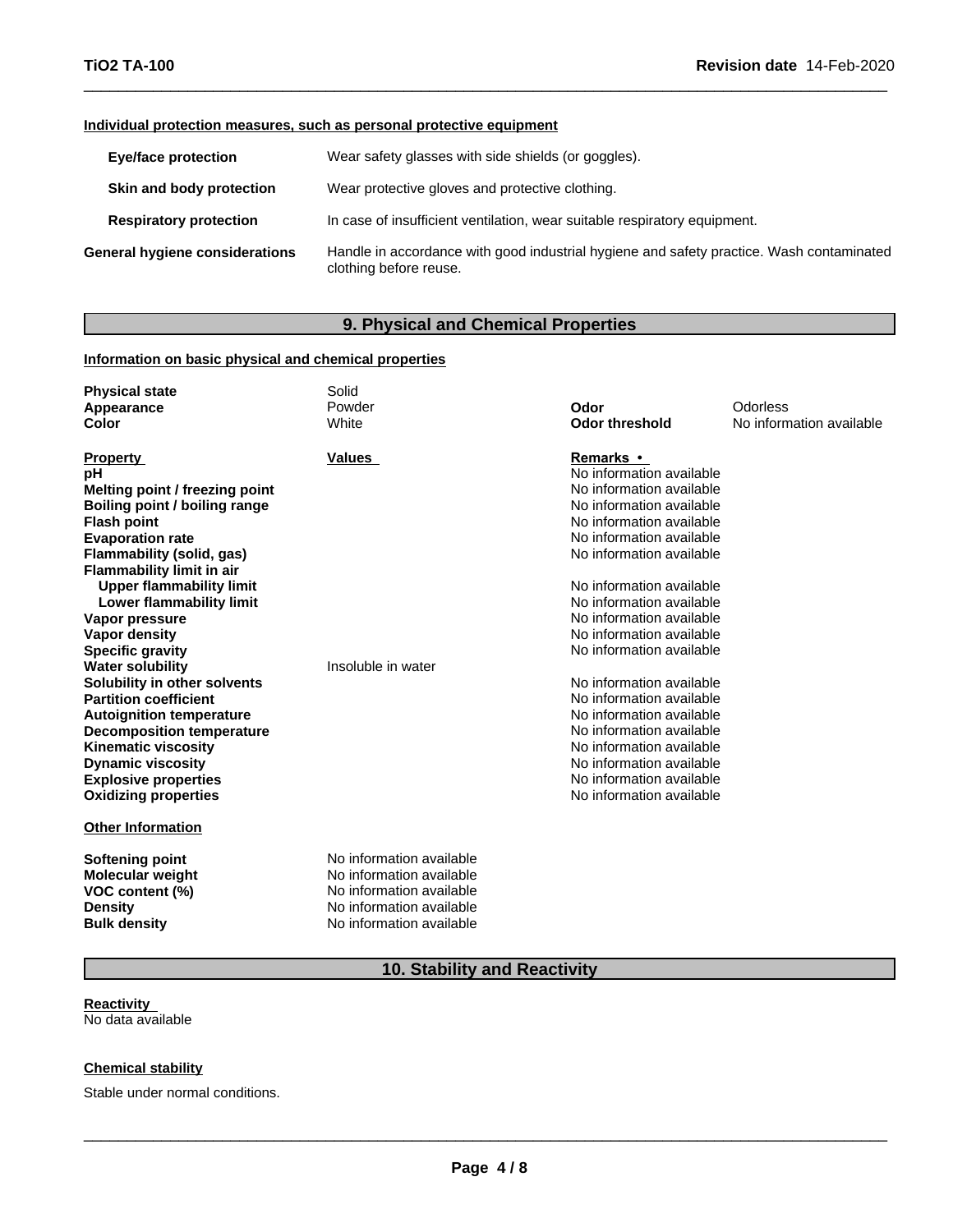**Individual protection measures, such as personal protective equipment**

| | |
|---|---|
| **Eye/face protection** | Wear safety glasses with side shields (or goggles). |
| **Skin and body protection** | Wear protective gloves and protective clothing. |
| **Respiratory protection** | In case of insufficient ventilation, wear suitable respiratory equipment. |
| **General hygiene considerations** | Handle in accordance with good industrial hygiene and safety practice. Wash contaminated clothing before reuse. |

## 9. Physical and Chemical Properties

**Information on basic physical and chemical properties**

| | | | |
|---|---|---|---|
| **Physical state** | Solid | | |
| **Appearance** | Powder | **Odor** | Odorless |
| **Color** | White | **Odor threshold** | No information available |

| **Property** | **Values** | **Remarks •** |
|---|---|---|
| **pH** | | No information available |
| **Melting point / freezing point** | | No information available |
| **Boiling point / boiling range** | | No information available |
| **Flash point** | | No information available |
| **Evaporation rate** | | No information available |
| **Flammability (solid, gas)** | | No information available |
| **Flammability limit in air** | | |
| **Upper flammability limit** | | No information available |
| **Lower flammability limit** | | No information available |
| **Vapor pressure** | | No information available |
| **Vapor density** | | No information available |
| **Specific gravity** | | No information available |
| **Water solubility** | Insoluble in water | |
| **Solubility in other solvents** | | No information available |
| **Partition coefficient** | | No information available |
| **Autoignition temperature** | | No information available |
| **Decomposition temperature** | | No information available |
| **Kinematic viscosity** | | No information available |
| **Dynamic viscosity** | | No information available |
| **Explosive properties** | | No information available |
| **Oxidizing properties** | | No information available |

**Other Information**

| | |
|---|---|
| **Softening point** | No information available |
| **Molecular weight** | No information available |
| **VOC content (%)** | No information available |
| **Density** | No information available |
| **Bulk density** | No information available |

## 10. Stability and Reactivity

**Reactivity**

No data available

**Chemical stability**

Stable under normal conditions.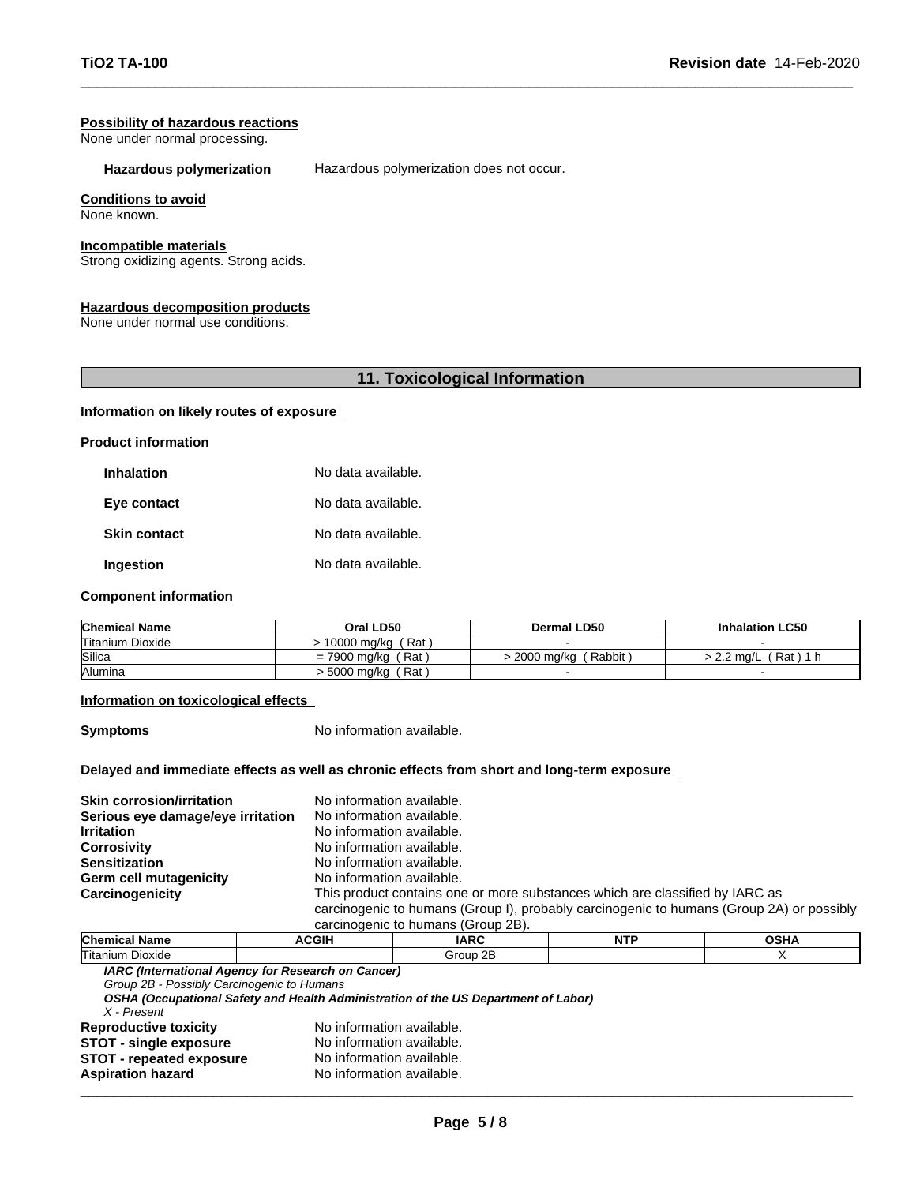#### Possibility of hazardous reactions
None under normal processing.

**Hazardous polymerization** Hazardous polymerization does not occur.

#### Conditions to avoid
None known.

#### Incompatible materials
Strong oxidizing agents. Strong acids.

#### Hazardous decomposition products
None under normal use conditions.

## 11. Toxicological Information

#### Information on likely routes of exposure

**Product information**

| | |
|---|---|
| **Inhalation** | No data available. |
| **Eye contact** | No data available. |
| **Skin contact** | No data available. |
| **Ingestion** | No data available. |

**Component information**

| Chemical Name | Oral LD50 | Dermal LD50 | Inhalation LC50 |
|---|---|---|---|
| Titanium Dioxide | > 10000 mg/kg ( Rat ) | - | - |
| Silica | = 7900 mg/kg ( Rat ) | > 2000 mg/kg ( Rabbit ) | > 2.2 mg/L ( Rat ) 1 h |
| Alumina | > 5000 mg/kg ( Rat ) | - | - |

#### Information on toxicological effects

**Symptoms** No information available.

#### Delayed and immediate effects as well as chronic effects from short and long-term exposure

| | |
|---|---|
| **Skin corrosion/irritation** | No information available. |
| **Serious eye damage/eye irritation** | No information available. |
| **Irritation** | No information available. |
| **Corrosivity** | No information available. |
| **Sensitization** | No information available. |
| **Germ cell mutagenicity** | No information available. |
| **Carcinogenicity** | This product contains one or more substances which are classified by IARC as carcinogenic to humans (Group I), probably carcinogenic to humans (Group 2A) or possibly carcinogenic to humans (Group 2B). |

| Chemical Name | ACGIH | IARC | NTP | OSHA |
|---|---|---|---|---|
| Titanium Dioxide | | Group 2B | | X |

***IARC (International Agency for Research on Cancer)***
*Group 2B - Possibly Carcinogenic to Humans*
***OSHA (Occupational Safety and Health Administration of the US Department of Labor)***
*X - Present*

| | |
|---|---|
| **Reproductive toxicity** | No information available. |
| **STOT - single exposure** | No information available. |
| **STOT - repeated exposure** | No information available. |
| **Aspiration hazard** | No information available. |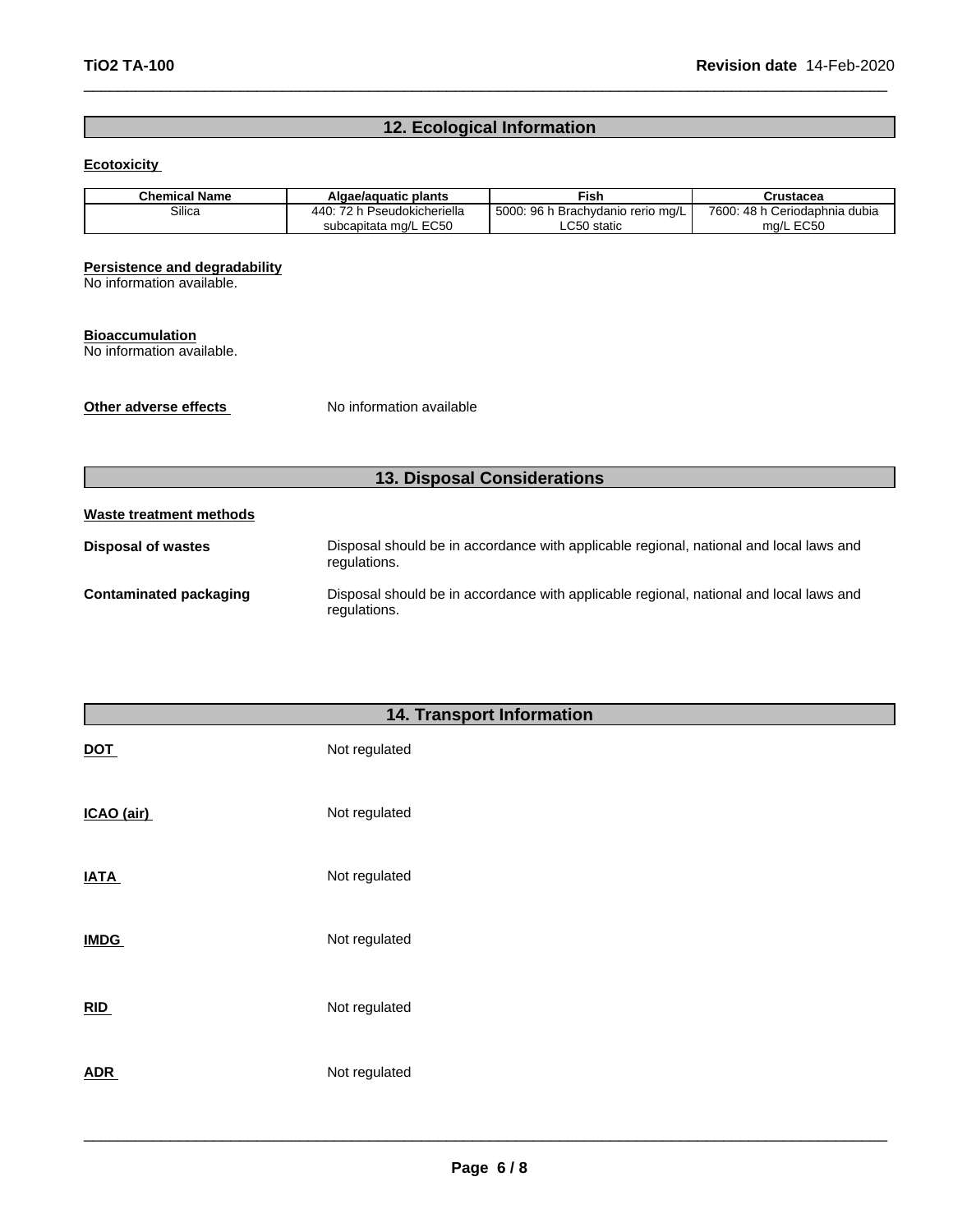## 12. Ecological Information

**Ecotoxicity**

| Chemical Name | Algae/aquatic plants | Fish | Crustacea |
|---|---|---|---|
| Silica | 440: 72 h Pseudokicheriella subcapitata mg/L EC50 | 5000: 96 h Brachydanio rerio mg/L LC50 static | 7600: 48 h Ceriodaphnia dubia mg/L EC50 |

**Persistence and degradability**
No information available.

**Bioaccumulation**
No information available.

**Other adverse effects** No information available

## 13. Disposal Considerations

**Waste treatment methods**

**Disposal of wastes** Disposal should be in accordance with applicable regional, national and local laws and regulations.

**Contaminated packaging** Disposal should be in accordance with applicable regional, national and local laws and regulations.

## 14. Transport Information

**DOT** Not regulated

**ICAO (air)** Not regulated

**IATA** Not regulated

**IMDG** Not regulated

**RID** Not regulated

**ADR** Not regulated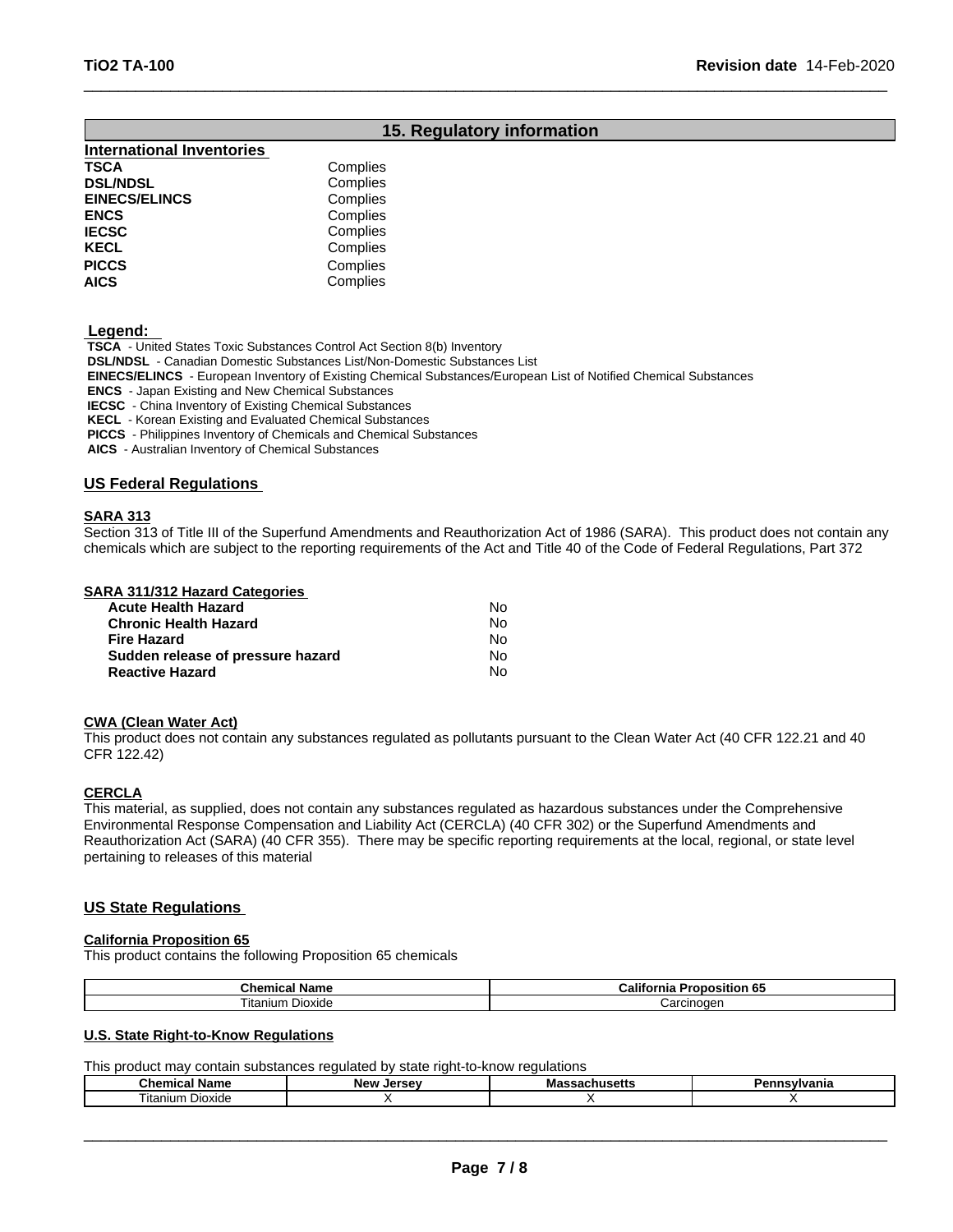## 15. Regulatory information

### International Inventories

| | |
|---|---|
| **TSCA** | Complies |
| **DSL/NDSL** | Complies |
| **EINECS/ELINCS** | Complies |
| **ENCS** | Complies |
| **IECSC** | Complies |
| **KECL** | Complies |
| **PICCS** | Complies |
| **AICS** | Complies |

**Legend:**

**TSCA** - United States Toxic Substances Control Act Section 8(b) Inventory
**DSL/NDSL** - Canadian Domestic Substances List/Non-Domestic Substances List
**EINECS/ELINCS** - European Inventory of Existing Chemical Substances/European List of Notified Chemical Substances
**ENCS** - Japan Existing and New Chemical Substances
**IECSC** - China Inventory of Existing Chemical Substances
**KECL** - Korean Existing and Evaluated Chemical Substances
**PICCS** - Philippines Inventory of Chemicals and Chemical Substances
**AICS** - Australian Inventory of Chemical Substances

### US Federal Regulations

**SARA 313**

Section 313 of Title III of the Superfund Amendments and Reauthorization Act of 1986 (SARA). This product does not contain any chemicals which are subject to the reporting requirements of the Act and Title 40 of the Code of Federal Regulations, Part 372

**SARA 311/312 Hazard Categories**

| | |
|---|---|
| **Acute Health Hazard** | No |
| **Chronic Health Hazard** | No |
| **Fire Hazard** | No |
| **Sudden release of pressure hazard** | No |
| **Reactive Hazard** | No |

**CWA (Clean Water Act)**

This product does not contain any substances regulated as pollutants pursuant to the Clean Water Act (40 CFR 122.21 and 40 CFR 122.42)

**CERCLA**

This material, as supplied, does not contain any substances regulated as hazardous substances under the Comprehensive Environmental Response Compensation and Liability Act (CERCLA) (40 CFR 302) or the Superfund Amendments and Reauthorization Act (SARA) (40 CFR 355). There may be specific reporting requirements at the local, regional, or state level pertaining to releases of this material

### US State Regulations

**California Proposition 65**

This product contains the following Proposition 65 chemicals

| Chemical Name | California Proposition 65 |
|---|---|
| Titanium Dioxide | Carcinogen |

**U.S. State Right-to-Know Regulations**

This product may contain substances regulated by state right-to-know regulations

| Chemical Name | New Jersey | Massachusetts | Pennsylvania |
|---|---|---|---|
| Titanium Dioxide | X | X | X |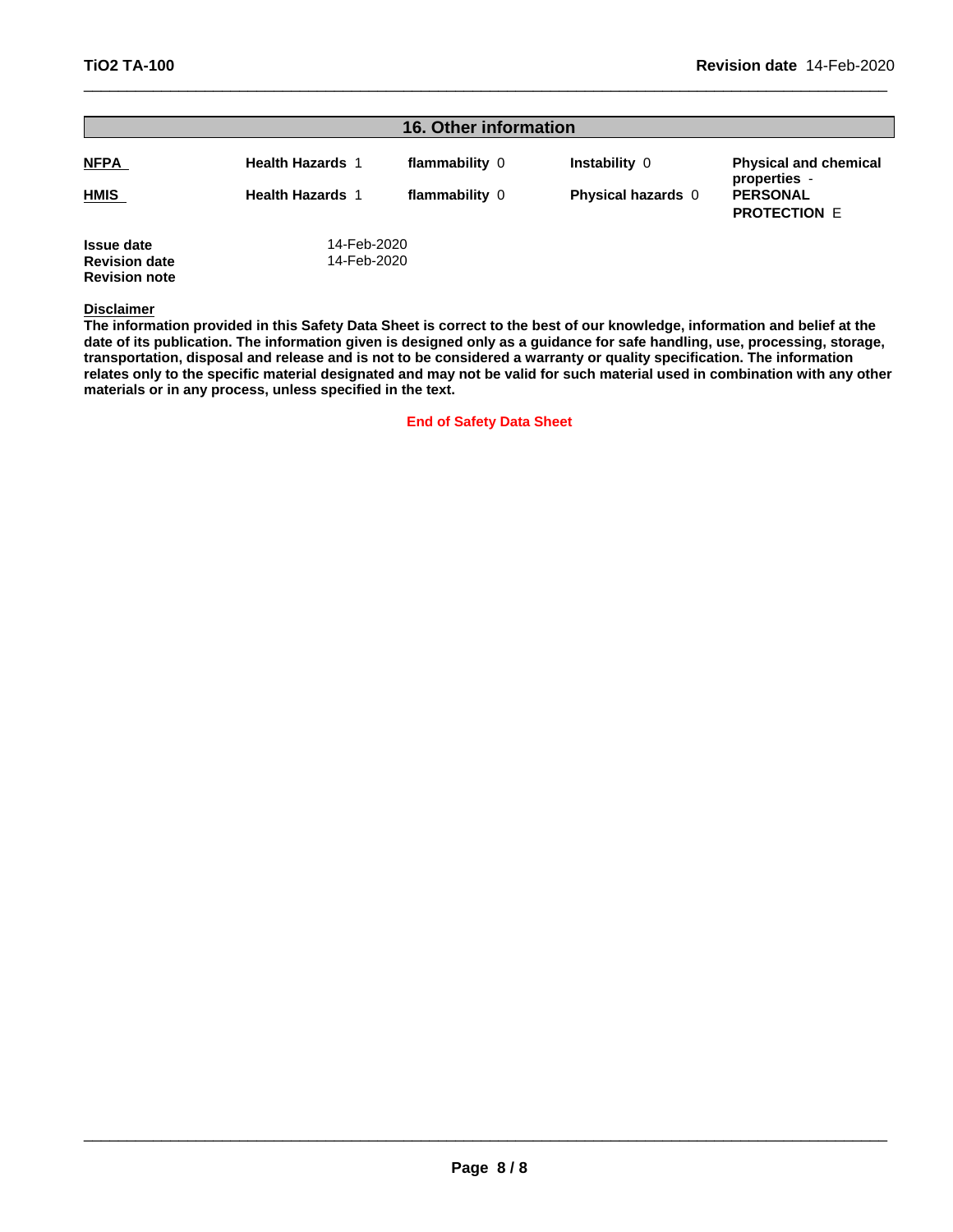## 16. Other information

| | | | | |
|---|---|---|---|---|
| **NFPA** | **Health Hazards** 1 | **flammability** 0 | **Instability** 0 | **Physical and chemical properties** - |
| **HMIS** | **Health Hazards** 1 | **flammability** 0 | **Physical hazards** 0 | **PERSONAL PROTECTION** E |

**Issue date** 14-Feb-2020
**Revision date** 14-Feb-2020
**Revision note**

**Disclaimer**

**The information provided in this Safety Data Sheet is correct to the best of our knowledge, information and belief at the date of its publication. The information given is designed only as a guidance for safe handling, use, processing, storage, transportation, disposal and release and is not to be considered a warranty or quality specification. The information relates only to the specific material designated and may not be valid for such material used in combination with any other materials or in any process, unless specified in the text.**

**End of Safety Data Sheet**